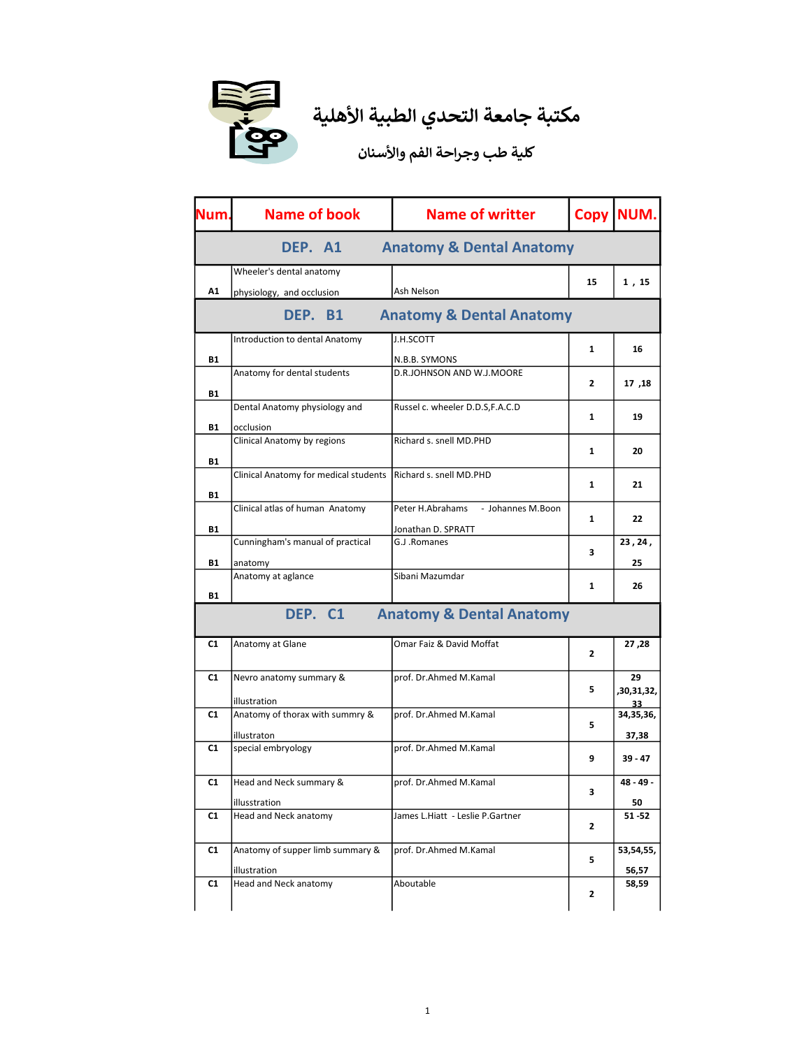# مكتبة جامعة التحدي الطبية الأهلية

## كلية طب وجراحة الفم والأسنان

| Num. | Name of book | Name of writter | Copy | NUM. |
|---|---|---|---|---|
| | **DEP. A1 Anatomy & Dental Anatomy** | | | |
| A1 | Wheeler's dental anatomy physiology, and occlusion | Ash Nelson | 15 | 1 , 15 |
| | **DEP. B1 Anatomy & Dental Anatomy** | | | |
| B1 | Introduction to dental Anatomy | J.H.SCOTT N.B.B. SYMONS | 1 | 16 |
| B1 | Anatomy for dental students | D.R.JOHNSON AND W.J.MOORE | 2 | 17 ,18 |
| B1 | Dental Anatomy physiology and occlusion | Russel c. wheeler D.D.S,F.A.C.D | 1 | 19 |
| B1 | Clinical Anatomy by regions | Richard s. snell MD.PHD | 1 | 20 |
| B1 | Clinical Anatomy for medical students | Richard s. snell MD.PHD | 1 | 21 |
| B1 | Clinical atlas of human Anatomy | Peter H.Abrahams - Johannes M.Boon Jonathan D. SPRATT | 1 | 22 |
| B1 | Cunningham's manual of practical anatomy | G.J .Romanes | 3 | 23 , 24 , 25 |
| B1 | Anatomy at aglance | Sibani Mazumdar | 1 | 26 |
| | **DEP. C1 Anatomy & Dental Anatomy** | | | |
| C1 | Anatomy at Glane | Omar Faiz & David Moffat | 2 | 27 ,28 |
| C1 | Nevro anatomy summary & illustration | prof. Dr.Ahmed M.Kamal | 5 | 29 ,30,31,32, 33 |
| C1 | Anatomy of thorax with summry & illustraton | prof. Dr.Ahmed M.Kamal | 5 | 34,35,36, 37,38 |
| C1 | special embryology | prof. Dr.Ahmed M.Kamal | 9 | 39 - 47 |
| C1 | Head and Neck summary & illusstration | prof. Dr.Ahmed M.Kamal | 3 | 48 - 49 - 50 |
| C1 | Head and Neck anatomy | James L.Hiatt - Leslie P.Gartner | 2 | 51 -52 |
| C1 | Anatomy of supper limb summary & illustration | prof. Dr.Ahmed M.Kamal | 5 | 53,54,55, 56,57 |
| C1 | Head and Neck anatomy | Aboutable | 2 | 58,59 |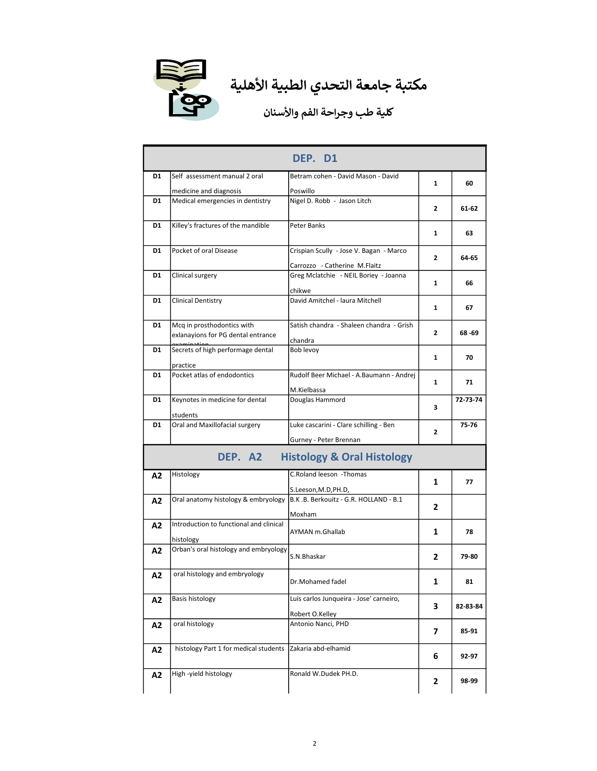# مكتبة جامعة التحدي الطبية الأهلية

## كلية طب وجراحة الفم والأسنان

| DEP. D1 | | | | |
|---|---|---|---|---|
| D1 | Self assessment manual 2 oral medicine and diagnosis | Betram cohen - David Mason - David Poswillo | 1 | 60 |
| D1 | Medical emergencies in dentistry | Nigel D. Robb - Jason Litch | 2 | 61-62 |
| D1 | Killey's fractures of the mandible | Peter Banks | 1 | 63 |
| D1 | Pocket of oral Disease | Crispian Scully - Jose V. Bagan - Marco Carrozzo - Catherine M.Flaitz | 2 | 64-65 |
| D1 | Clinical surgery | Greg Mclatchie - NEIL Boriey - Joanna chikwe | 1 | 66 |
| D1 | Clinical Dentistry | David Amitchel - laura Mitchell | 1 | 67 |
| D1 | Mcq in prosthodontics with exlanayions for PG dental entrance examination | Satish chandra - Shaleen chandra - Grish chandra | 2 | 68 -69 |
| D1 | Secrets of high performage dental practice | Bob levoy | 1 | 70 |
| D1 | Pocket atlas of endodontics | Rudolf Beer Michael - A.Baumann - Andrej M.Kielbassa | 1 | 71 |
| D1 | Keynotes in medicine for dental students | Douglas Hammord | 3 | 72-73-74 |
| D1 | Oral and Maxillofacial surgery | Luke cascarini - Clare schilling - Ben Gurney - Peter Brennan | 2 | 75-76 |
| **DEP. A2 Histology & Oral Histology** | | | | |
| A2 | Histology | C.Roland leeson -Thomas S.Leeson,M.D,PH.D, | 1 | 77 |
| A2 | Oral anatomy histology & embryology | B.K .B. Berkouitz - G.R. HOLLAND - B.1 Moxham | 2 | |
| A2 | Introduction to functional and clinical histology | AYMAN m.Ghallab | 1 | 78 |
| A2 | Orban's oral histology and embryology | S.N.Bhaskar | 2 | 79-80 |
| A2 | oral histology and embryology | Dr.Mohamed fadel | 1 | 81 |
| A2 | Basis histology | Luis carlos Junqueira - Jose' carneiro, Robert O.Kelley | 3 | 82-83-84 |
| A2 | oral histology | Antonio Nanci, PHD | 7 | 85-91 |
| A2 | histology Part 1 for medical students | Zakaria abd-elhamid | 6 | 92-97 |
| A2 | High -yield histology | Ronald W.Dudek PH.D. | 2 | 98-99 |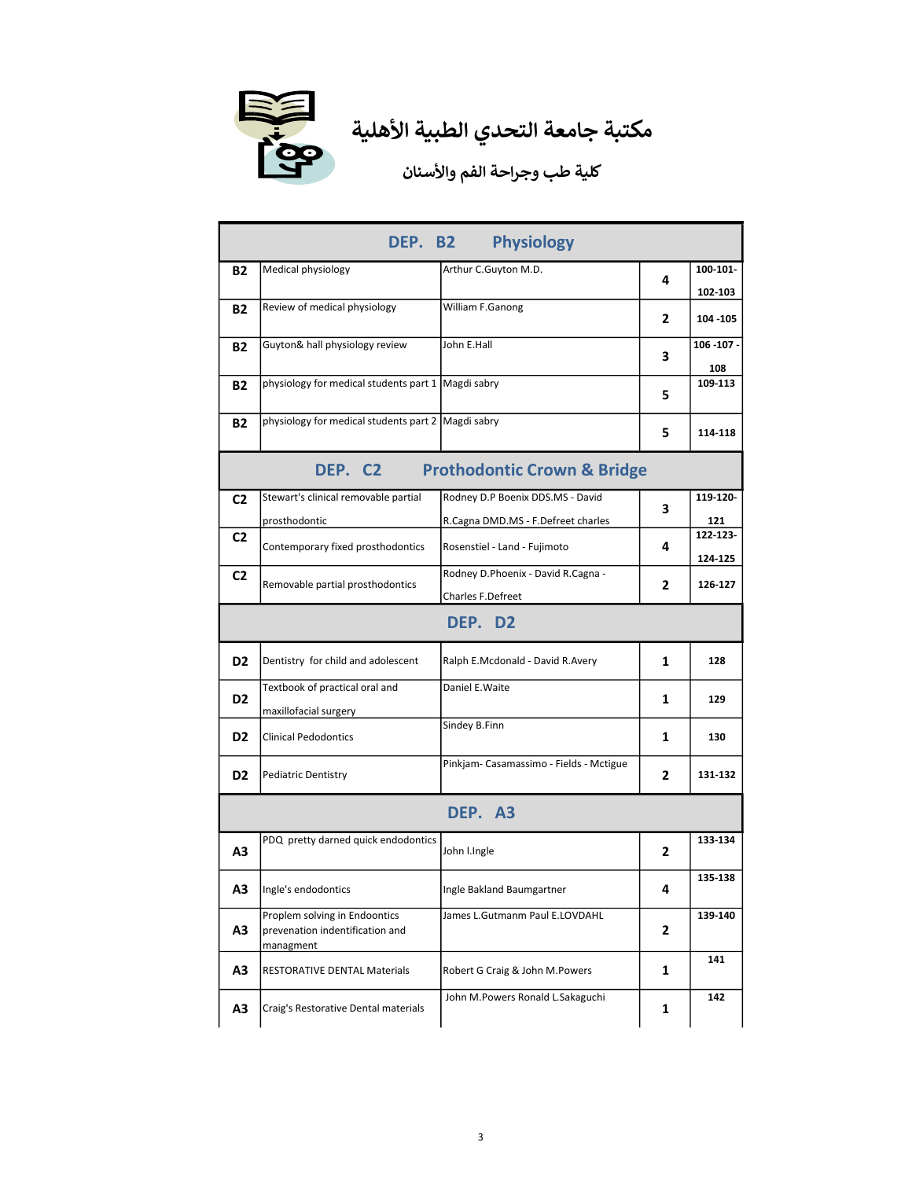# مكتبة جامعة التحدي الطبية الأهلية

## كلية طب وجراحة الفم والأسنان

| DEP. B2 Physiology | | | | |
|---|---|---|---|---|
| B2 | Medical physiology | Arthur C.Guyton M.D. | 4 | 100-101-102-103 |
| B2 | Review of medical physiology | William F.Ganong | 2 | 104 -105 |
| B2 | Guyton& hall physiology review | John E.Hall | 3 | 106 -107 -108 |
| B2 | physiology for medical students part 1 | Magdi sabry | 5 | 109-113 |
| B2 | physiology for medical students part 2 | Magdi sabry | 5 | 114-118 |
| **DEP. C2 Prothodontic Crown & Bridge** | | | | |
| C2 | Stewart's clinical removable partial prosthodontic | Rodney D.P Boenix DDS.MS - David R.Cagna DMD.MS - F.Defreet charles | 3 | 119-120-121 |
| C2 | Contemporary fixed prosthodontics | Rosenstiel - Land - Fujimoto | 4 | 122-123-124-125 |
| C2 | Removable partial prosthodontics | Rodney D.Phoenix - David R.Cagna - Charles F.Defreet | 2 | 126-127 |
| **DEP. D2** | | | | |
| D2 | Dentistry for child and adolescent | Ralph E.Mcdonald - David R.Avery | 1 | 128 |
| D2 | Textbook of practical oral and maxillofacial surgery | Daniel E.Waite | 1 | 129 |
| D2 | Clinical Pedodontics | Sindey B.Finn | 1 | 130 |
| D2 | Pediatric Dentistry | Pinkjam- Casamassimo - Fields - Mctigue | 2 | 131-132 |
| **DEP. A3** | | | | |
| A3 | PDQ pretty darned quick endodontics | John I.Ingle | 2 | 133-134 |
| A3 | Ingle's endodontics | Ingle Bakland Baumgartner | 4 | 135-138 |
| A3 | Proplem solving in Endoontics prevenation indentification and managment | James L.Gutmanm Paul E.LOVDAHL | 2 | 139-140 |
| A3 | RESTORATIVE DENTAL Materials | Robert G Craig & John M.Powers | 1 | 141 |
| A3 | Craig's Restorative Dental materials | John M.Powers Ronald L.Sakaguchi | 1 | 142 |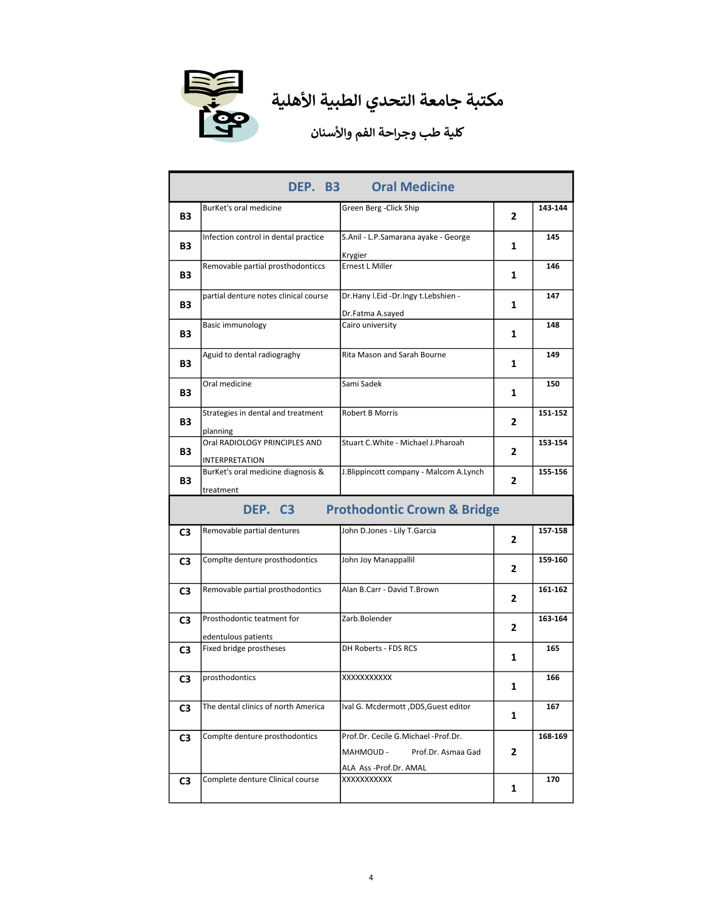# مكتبة جامعة التحدي الطبية الأهلية

## كلية طب وجراحة الفم والأسنان

| DEP. B3 Oral Medicine | | | | |
|---|---|---|---|---|
| B3 | BurKet's oral medicine | Green Berg -Click Ship | 2 | 143-144 |
| B3 | Infection control in dental practice | S.Anil - L.P.Samarana ayake - George Krygier | 1 | 145 |
| B3 | Removable partial prosthodonticcs | Ernest L Miller | 1 | 146 |
| B3 | partial denture notes clinical course | Dr.Hany I.Eid -Dr.Ingy t.Lebshien - Dr.Fatma A.sayed | 1 | 147 |
| B3 | Basic immunology | Cairo university | 1 | 148 |
| B3 | Aguid to dental radiograghy | Rita Mason and Sarah Bourne | 1 | 149 |
| B3 | Oral medicine | Sami Sadek | 1 | 150 |
| B3 | Strategies in dental and treatment planning | Robert B Morris | 2 | 151-152 |
| B3 | Oral RADIOLOGY PRINCIPLES AND INTERPRETATION | Stuart C.White - Michael J.Pharoah | 2 | 153-154 |
| B3 | BurKet's oral medicine diagnosis & treatment | J.Blippincott company - Malcom A.Lynch | 2 | 155-156 |

| DEP. C3 Prothodontic Crown & Bridge | | | | |
|---|---|---|---|---|
| C3 | Removable partial dentures | John D.Jones - Lily T.Garcia | 2 | 157-158 |
| C3 | Complte denture prosthodontics | John Joy Manappallil | 2 | 159-160 |
| C3 | Removable partial prosthodontics | Alan B.Carr - David T.Brown | 2 | 161-162 |
| C3 | Prosthodontic teatment for edentulous patients | Zarb.Bolender | 2 | 163-164 |
| C3 | Fixed bridge prostheses | DH Roberts - FDS RCS | 1 | 165 |
| C3 | prosthodontics | XXXXXXXXXX | 1 | 166 |
| C3 | The dental clinics of north America | Ival G. Mcdermott ,DDS,Guest editor | 1 | 167 |
| C3 | Complte denture prosthodontics | Prof.Dr. Cecile G.Michael -Prof.Dr. MAHMOUD - Prof.Dr. Asmaa Gad ALA Ass -Prof.Dr. AMAL | 2 | 168-169 |
| C3 | Complete denture Clinical course | XXXXXXXXXX | 1 | 170 |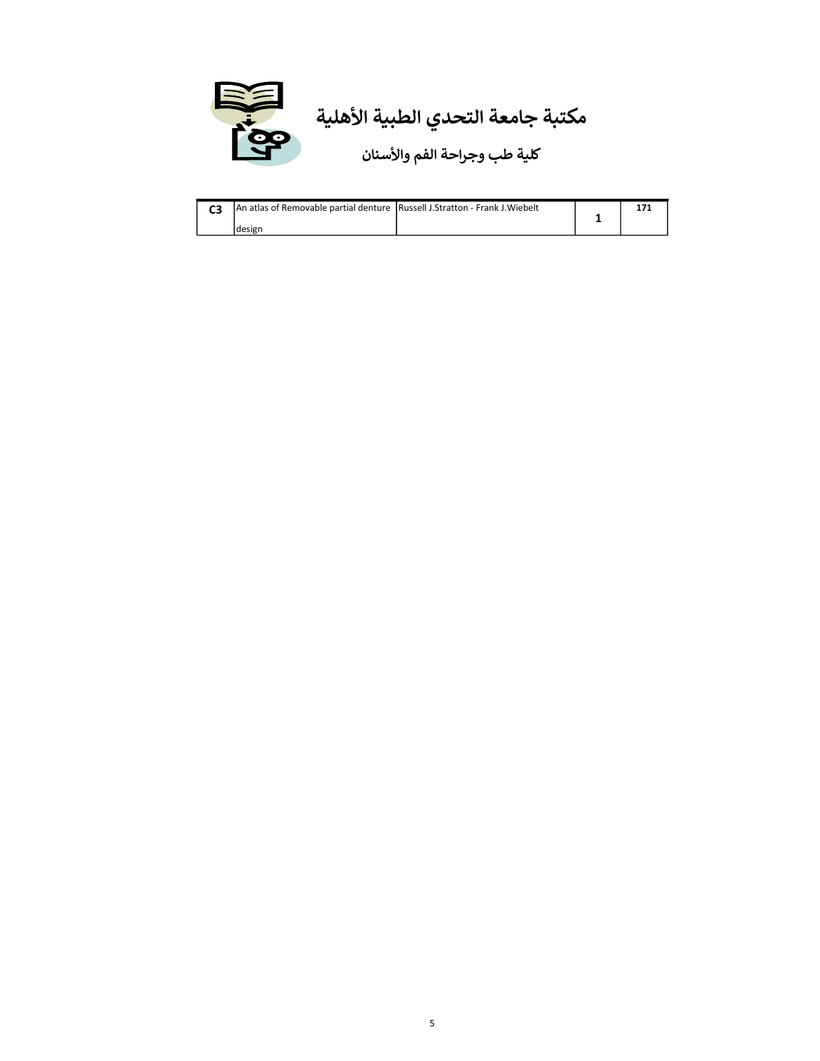# مكتبة جامعة التحدي الطبية الأهلية

## كلية طب وجراحة الفم والأسنان

| | | | | |
|---|---|---|---|---|
| C3 | An atlas of Removable partial denture design | Russell J.Stratton - Frank J.Wiebelt | 1 | 171 |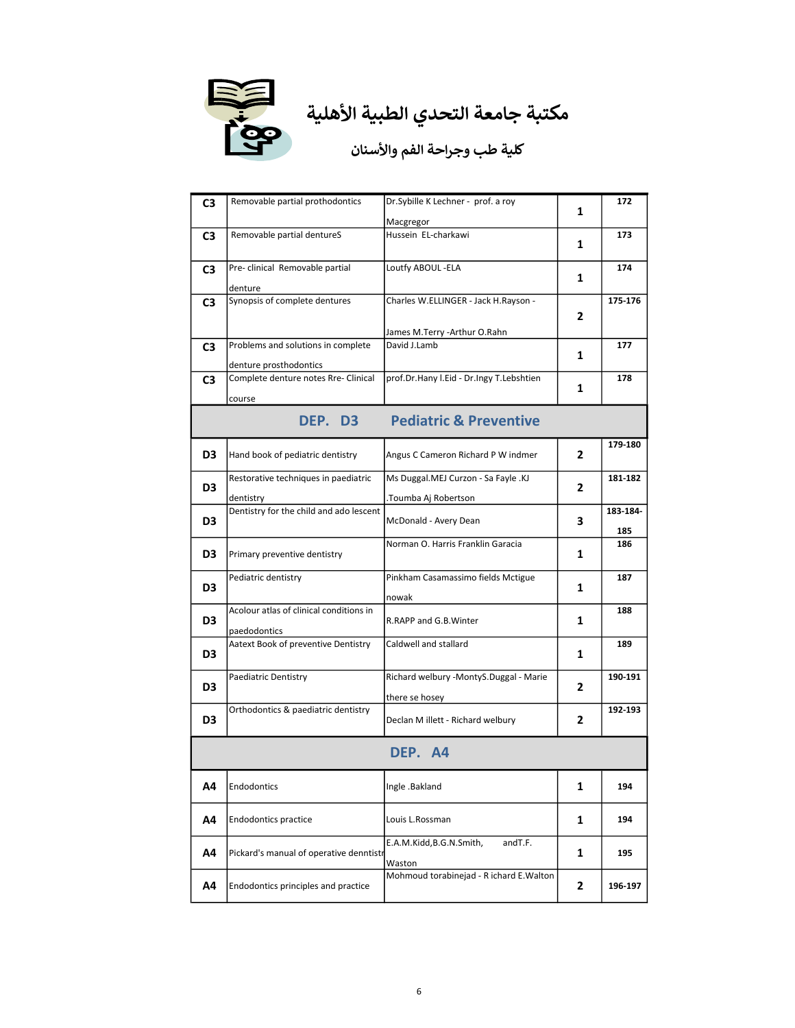# مكتبة جامعة التحدي الطبية الأهلية

## كلية طب وجراحة الفم والأسنان

| | | | | |
|---|---|---|---|---|
| C3 | Removable partial prothodontics | Dr.Sybille K Lechner - prof. a roy Macgregor | 1 | 172 |
| C3 | Removable partial dentureS | Hussein EL-charkawi | 1 | 173 |
| C3 | Pre- clinical Removable partial denture | Loutfy ABOUL -ELA | 1 | 174 |
| C3 | Synopsis of complete dentures | Charles W.ELLINGER - Jack H.Rayson - James M.Terry -Arthur O.Rahn | 2 | 175-176 |
| C3 | Problems and solutions in complete denture prosthodontics | David J.Lamb | 1 | 177 |
| C3 | Complete denture notes Rre- Clinical course | prof.Dr.Hany I.Eid - Dr.Ingy T.Lebshtien | 1 | 178 |
| **DEP. D3** | **Pediatric & Preventive** | | | |
| D3 | Hand book of pediatric dentistry | Angus C Cameron Richard P W indmer | 2 | 179-180 |
| D3 | Restorative techniques in paediatric dentistry | Ms Duggal.MEJ Curzon - Sa Fayle .KJ .Toumba Aj Robertson | 2 | 181-182 |
| D3 | Dentistry for the child and ado lescent | McDonald - Avery Dean | 3 | 183-184-185 |
| D3 | Primary preventive dentistry | Norman O. Harris Franklin Garacia | 1 | 186 |
| D3 | Pediatric dentistry | Pinkham Casamassimo fields Mctigue nowak | 1 | 187 |
| D3 | Acolour atlas of clinical conditions in paedodontics | R.RAPP and G.B.Winter | 1 | 188 |
| D3 | Aatext Book of preventive Dentistry | Caldwell and stallard | 1 | 189 |
| D3 | Paediatric Dentistry | Richard welbury -MontyS.Duggal - Marie there se hosey | 2 | 190-191 |
| D3 | Orthodontics & paediatric dentistry | Declan M illett - Richard welbury | 2 | 192-193 |
| **DEP. A4** | | | | |
| A4 | Endodontics | Ingle .Bakland | 1 | 194 |
| A4 | Endodontics practice | Louis L.Rossman | 1 | 194 |
| A4 | Pickard's manual of operative denntistr | E.A.M.Kidd,B.G.N.Smith, andT.F. Waston | 1 | 195 |
| A4 | Endodontics principles and practice | Mohmoud torabinejad - R ichard E.Walton | 2 | 196-197 |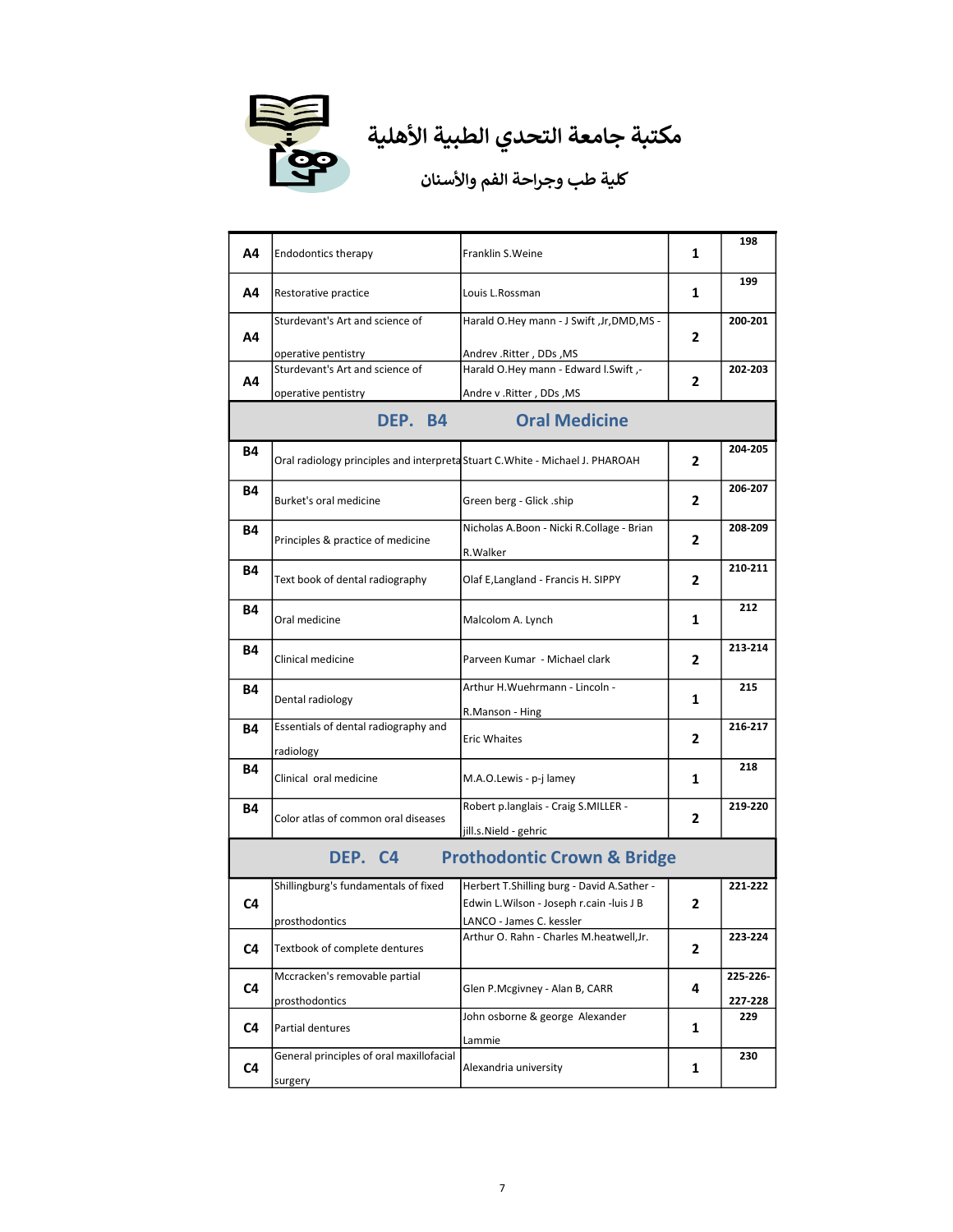# مكتبة جامعة التحدي الطبية الأهلية

## كلية طب وجراحة الفم والأسنان

| | | | | |
|---|---|---|---|---|
| A4 | Endodontics therapy | Franklin S.Weine | 1 | 198 |
| A4 | Restorative practice | Louis L.Rossman | 1 | 199 |
| A4 | Sturdevant's Art and science of operative pentistry | Harald O.Hey mann - J Swift ,Jr,DMD,MS - Andrev .Ritter , DDs ,MS | 2 | 200-201 |
| A4 | Sturdevant's Art and science of operative pentistry | Harald O.Hey mann - Edward I.Swift ,- Andre v .Ritter , DDs ,MS | 2 | 202-203 |
| **DEP. B4** | **Oral Medicine** | | | |
| B4 | Oral radiology principles and interpreta | Stuart C.White - Michael J. PHAROAH | 2 | 204-205 |
| B4 | Burket's oral medicine | Green berg - Glick .ship | 2 | 206-207 |
| B4 | Principles & practice of medicine | Nicholas A.Boon - Nicki R.Collage - Brian R.Walker | 2 | 208-209 |
| B4 | Text book of dental radiography | Olaf E,Langland - Francis H. SIPPY | 2 | 210-211 |
| B4 | Oral medicine | Malcolom A. Lynch | 1 | 212 |
| B4 | Clinical medicine | Parveen Kumar - Michael clark | 2 | 213-214 |
| B4 | Dental radiology | Arthur H.Wuehrmann - Lincoln - R.Manson - Hing | 1 | 215 |
| B4 | Essentials of dental radiography and radiology | Eric Whaites | 2 | 216-217 |
| B4 | Clinical oral medicine | M.A.O.Lewis - p-j lamey | 1 | 218 |
| B4 | Color atlas of common oral diseases | Robert p.langlais - Craig S.MILLER - jill.s.Nield - gehric | 2 | 219-220 |
| **DEP. C4** | **Prothodontic Crown & Bridge** | | | |
| C4 | Shillingburg's fundamentals of fixed prosthodontics | Herbert T.Shilling burg - David A.Sather - Edwin L.Wilson - Joseph r.cain -luis J B LANCO - James C. kessler | 2 | 221-222 |
| C4 | Textbook of complete dentures | Arthur O. Rahn - Charles M.heatwell,Jr. | 2 | 223-224 |
| C4 | Mccracken's removable partial prosthodontics | Glen P.Mcgivney - Alan B, CARR | 4 | 225-226-227-228 |
| C4 | Partial dentures | John osborne & george Alexander Lammie | 1 | 229 |
| C4 | General principles of oral maxillofacial surgery | Alexandria university | 1 | 230 |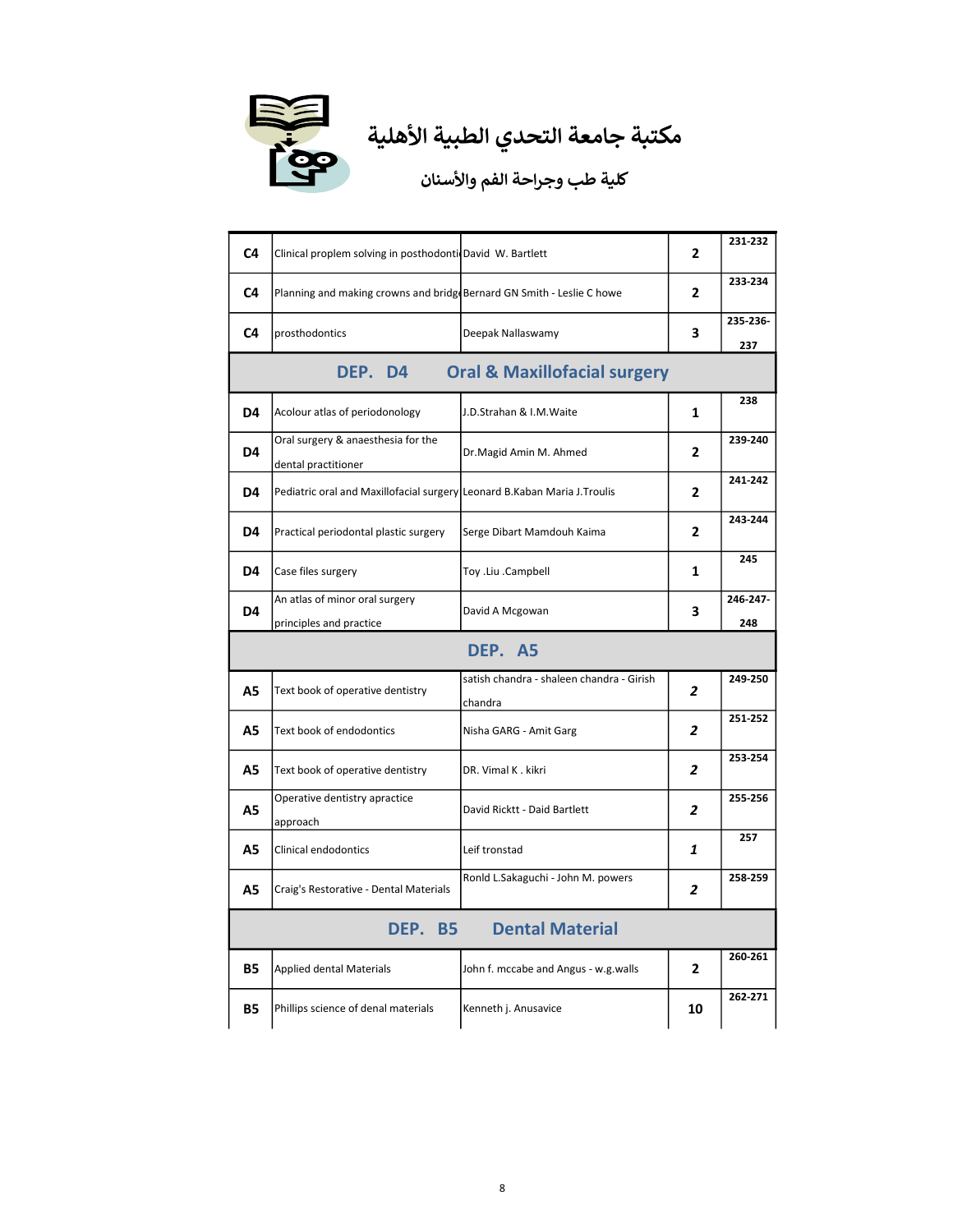# مكتبة جامعة التحدي الطبية الأهلية

## كلية طب وجراحة الفم والأسنان

| | | | | |
|---|---|---|---|---|
| C4 | Clinical proplem solving in posthodonti | David W. Bartlett | 2 | 231-232 |
| C4 | Planning and making crowns and bridg | Bernard GN Smith - Leslie C howe | 2 | 233-234 |
| C4 | prosthodontics | Deepak Nallaswamy | 3 | 235-236-237 |
| **DEP. D4 Oral & Maxillofacial surgery** | | | | |
| D4 | Acolour atlas of periodonology | J.D.Strahan & I.M.Waite | 1 | 238 |
| D4 | Oral surgery & anaesthesia for the dental practitioner | Dr.Magid Amin M. Ahmed | 2 | 239-240 |
| D4 | Pediatric oral and Maxillofacial surgery | Leonard B.Kaban Maria J.Troulis | 2 | 241-242 |
| D4 | Practical periodontal plastic surgery | Serge Dibart Mamdouh Kaima | 2 | 243-244 |
| D4 | Case files surgery | Toy .Liu .Campbell | 1 | 245 |
| D4 | An atlas of minor oral surgery principles and practice | David A Mcgowan | 3 | 246-247-248 |
| **DEP. A5** | | | | |
| A5 | Text book of operative dentistry | satish chandra - shaleen chandra - Girish chandra | 2 | 249-250 |
| A5 | Text book of endodontics | Nisha GARG - Amit Garg | 2 | 251-252 |
| A5 | Text book of operative dentistry | DR. Vimal K . kikri | 2 | 253-254 |
| A5 | Operative dentistry apractice approach | David Ricktt - Daid Bartlett | 2 | 255-256 |
| A5 | Clinical endodontics | Leif tronstad | 1 | 257 |
| A5 | Craig's Restorative - Dental Materials | Ronld L.Sakaguchi - John M. powers | 2 | 258-259 |
| **DEP. B5 Dental Material** | | | | |
| B5 | Applied dental Materials | John f. mccabe and Angus - w.g.walls | 2 | 260-261 |
| B5 | Phillips science of denal materials | Kenneth j. Anusavice | 10 | 262-271 |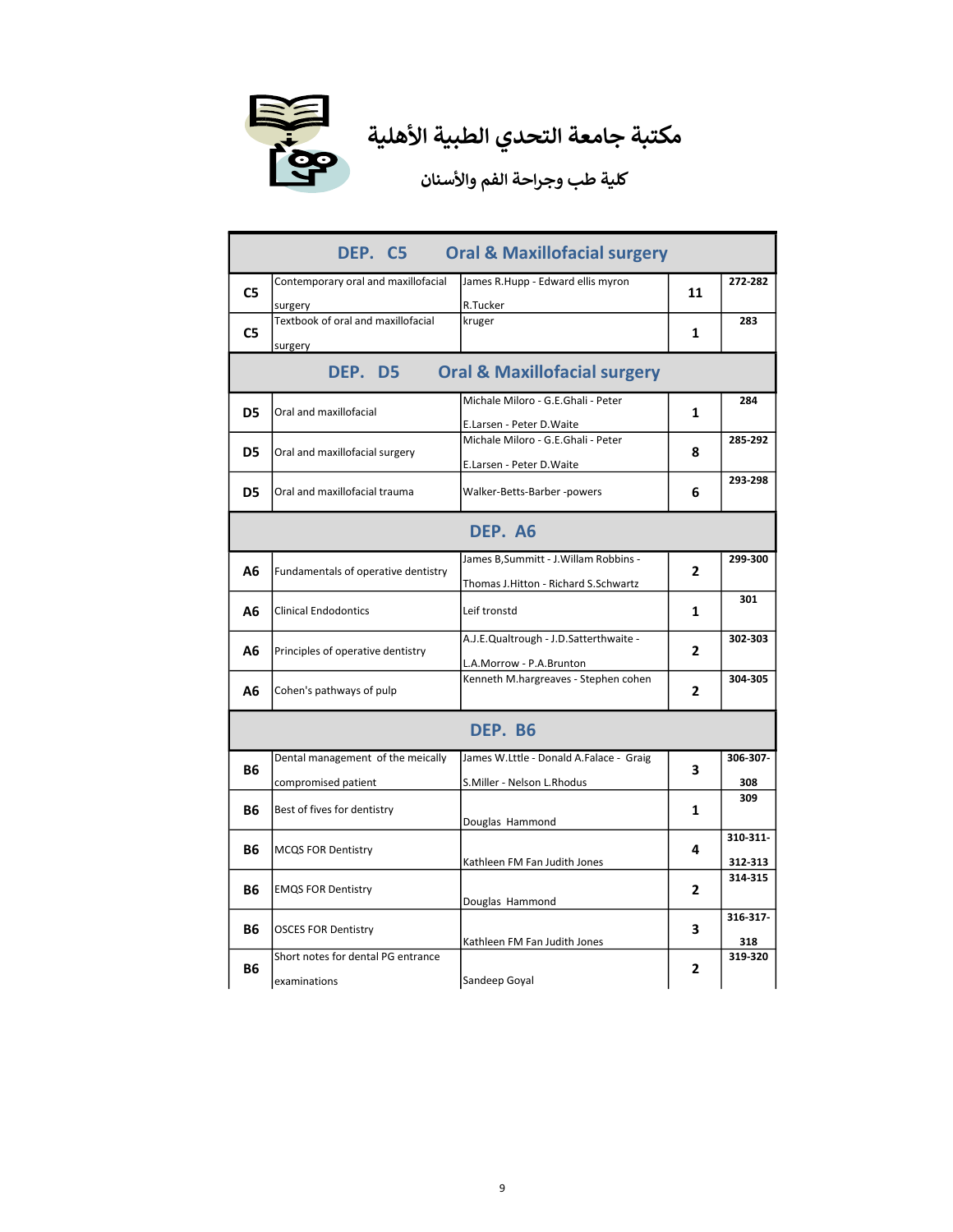# مكتبة جامعة التحدي الطبية الأهلية

## كلية طب وجراحة الفم والأسنان

| DEP. C5 Oral & Maxillofacial surgery | | | | |
|---|---|---|---|---|
| C5 | Contemporary oral and maxillofacial surgery | James R.Hupp - Edward ellis myron R.Tucker | 11 | 272-282 |
| C5 | Textbook of oral and maxillofacial surgery | kruger | 1 | 283 |
| **DEP. D5 Oral & Maxillofacial surgery** | | | | |
| D5 | Oral and maxillofacial | Michale Miloro - G.E.Ghali - Peter E.Larsen - Peter D.Waite | 1 | 284 |
| D5 | Oral and maxillofacial surgery | Michale Miloro - G.E.Ghali - Peter E.Larsen - Peter D.Waite | 8 | 285-292 |
| D5 | Oral and maxillofacial trauma | Walker-Betts-Barber -powers | 6 | 293-298 |
| **DEP. A6** | | | | |
| A6 | Fundamentals of operative dentistry | James B,Summitt - J.Willam Robbins - Thomas J.Hitton - Richard S.Schwartz | 2 | 299-300 |
| A6 | Clinical Endodontics | Leif tronstd | 1 | 301 |
| A6 | Principles of operative dentistry | A.J.E.Qualtrough - J.D.Satterthwaite - L.A.Morrow - P.A.Brunton | 2 | 302-303 |
| A6 | Cohen's pathways of pulp | Kenneth M.hargreaves - Stephen cohen | 2 | 304-305 |
| **DEP. B6** | | | | |
| B6 | Dental management of the meically compromised patient | James W.Lttle - Donald A.Falace - Graig S.Miller - Nelson L.Rhodus | 3 | 306-307-308 |
| B6 | Best of fives for dentistry | Douglas Hammond | 1 | 309 |
| B6 | MCQS FOR Dentistry | Kathleen FM Fan Judith Jones | 4 | 310-311-312-313 |
| B6 | EMQS FOR Dentistry | Douglas Hammond | 2 | 314-315 |
| B6 | OSCES FOR Dentistry | Kathleen FM Fan Judith Jones | 3 | 316-317-318 |
| B6 | Short notes for dental PG entrance examinations | Sandeep Goyal | 2 | 319-320 |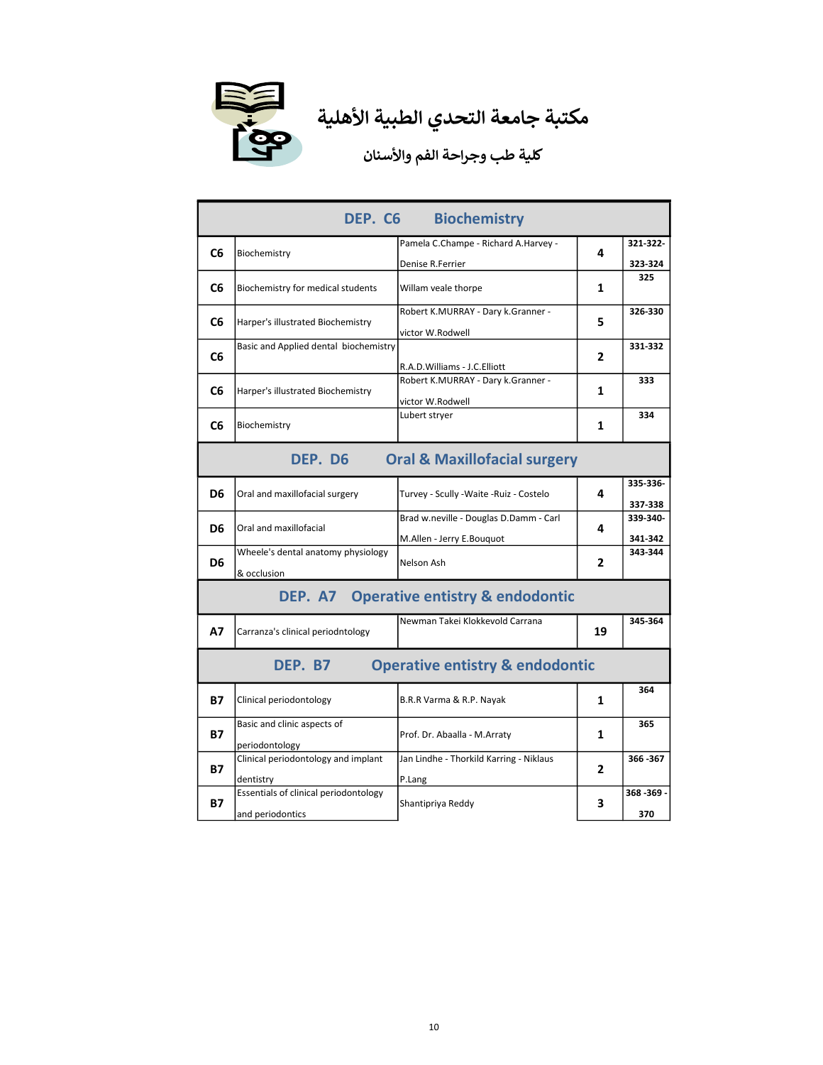# مكتبة جامعة التحدي الطبية الأهلية

## كلية طب وجراحة الفم والأسنان

| DEP. C6 Biochemistry | | | | |
|---|---|---|---|---|
| C6 | Biochemistry | Pamela C.Champe - Richard A.Harvey - Denise R.Ferrier | 4 | 321-322-323-324 |
| C6 | Biochemistry for medical students | Willam veale thorpe | 1 | 325 |
| C6 | Harper's illustrated Biochemistry | Robert K.MURRAY - Dary k.Granner - victor W.Rodwell | 5 | 326-330 |
| C6 | Basic and Applied dental biochemistry | R.A.D.Williams - J.C.Elliott | 2 | 331-332 |
| C6 | Harper's illustrated Biochemistry | Robert K.MURRAY - Dary k.Granner - victor W.Rodwell | 1 | 333 |
| C6 | Biochemistry | Lubert stryer | 1 | 334 |
| **DEP. D6 Oral & Maxillofacial surgery** | | | | |
| D6 | Oral and maxillofacial surgery | Turvey - Scully -Waite -Ruiz - Costelo | 4 | 335-336-337-338 |
| D6 | Oral and maxillofacial | Brad w.neville - Douglas D.Damm - Carl M.Allen - Jerry E.Bouquot | 4 | 339-340-341-342 |
| D6 | Wheele's dental anatomy physiology & occlusion | Nelson Ash | 2 | 343-344 |
| **DEP. A7 Operative entisty & endodontic** | | | | |
| A7 | Carranza's clinical periodntology | Newman Takei Klokkevold Carrana | 19 | 345-364 |
| **DEP. B7 Operative entisty & endodontic** | | | | |
| B7 | Clinical periodontology | B.R.R Varma & R.P. Nayak | 1 | 364 |
| B7 | Basic and clinic aspects of periodontology | Prof. Dr. Abaalla - M.Arraty | 1 | 365 |
| B7 | Clinical periodontology and implant dentistry | Jan Lindhe - Thorkild Karring - Niklaus P.Lang | 2 | 366 -367 |
| B7 | Essentials of clinical periodontology and periodontics | Shantipriya Reddy | 3 | 368 -369 -370 |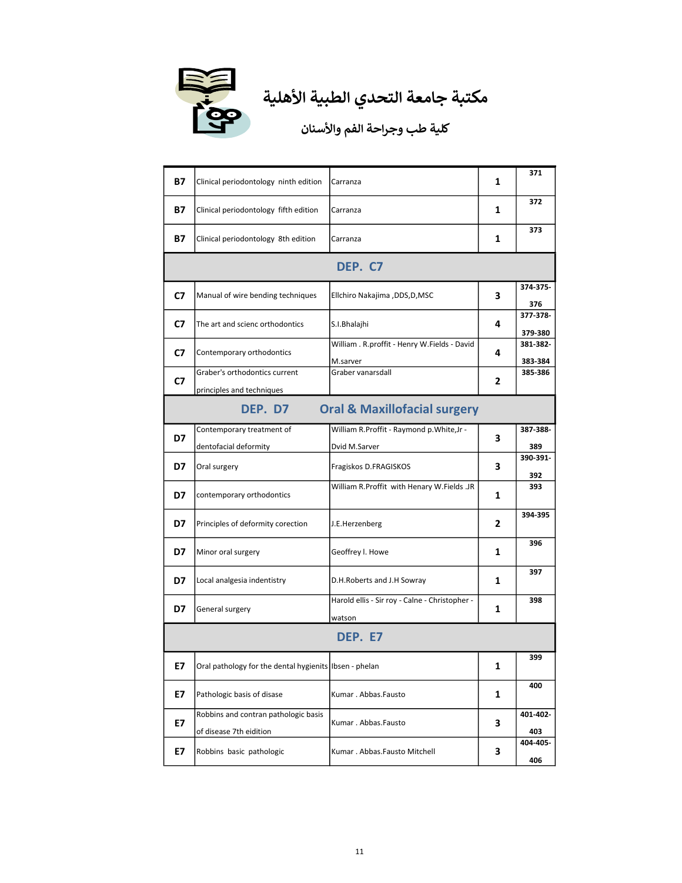# مكتبة جامعة التحدي الطبية الأهلية

## كلية طب وجراحة الفم والأسنان

| | | | | |
|---|---|---|---|---|
| B7 | Clinical periodontology ninth edition | Carranza | 1 | 371 |
| B7 | Clinical periodontology fifth edition | Carranza | 1 | 372 |
| B7 | Clinical periodontology 8th edition | Carranza | 1 | 373 |
| **DEP. C7** | | | | |
| C7 | Manual of wire bending techniques | Ellchiro Nakajima ,DDS,D,MSC | 3 | 374-375-376 |
| C7 | The art and scienc orthodontics | S.I.Bhalajhi | 4 | 377-378-379-380 |
| C7 | Contemporary orthodontics | William . R.proffit - Henry W.Fields - David M.sarver | 4 | 381-382-383-384 |
| C7 | Graber's orthodontics current principles and techniques | Graber vanarsdall | 2 | 385-386 |
| **DEP. D7 Oral & Maxillofacial surgery** | | | | |
| D7 | Contemporary treatment of dentofacial deformity | William R.Proffit - Raymond p.White,Jr - Dvid M.Sarver | 3 | 387-388-389 |
| D7 | Oral surgery | Fragiskos D.FRAGISKOS | 3 | 390-391-392 |
| D7 | contemporary orthodontics | William R.Proffit with Henary W.Fields .JR | 1 | 393 |
| D7 | Principles of deformity corection | J.E.Herzenberg | 2 | 394-395 |
| D7 | Minor oral surgery | Geoffrey l. Howe | 1 | 396 |
| D7 | Local analgesia indentistry | D.H.Roberts and J.H Sowray | 1 | 397 |
| D7 | General surgery | Harold ellis - Sir roy - Calne - Christopher - watson | 1 | 398 |
| **DEP. E7** | | | | |
| E7 | Oral pathology for the dental hygienits | Ibsen - phelan | 1 | 399 |
| E7 | Pathologic basis of disase | Kumar . Abbas.Fausto | 1 | 400 |
| E7 | Robbins and contran pathologic basis of disease 7th eidition | Kumar . Abbas.Fausto | 3 | 401-402-403 |
| E7 | Robbins basic pathologic | Kumar . Abbas.Fausto Mitchell | 3 | 404-405-406 |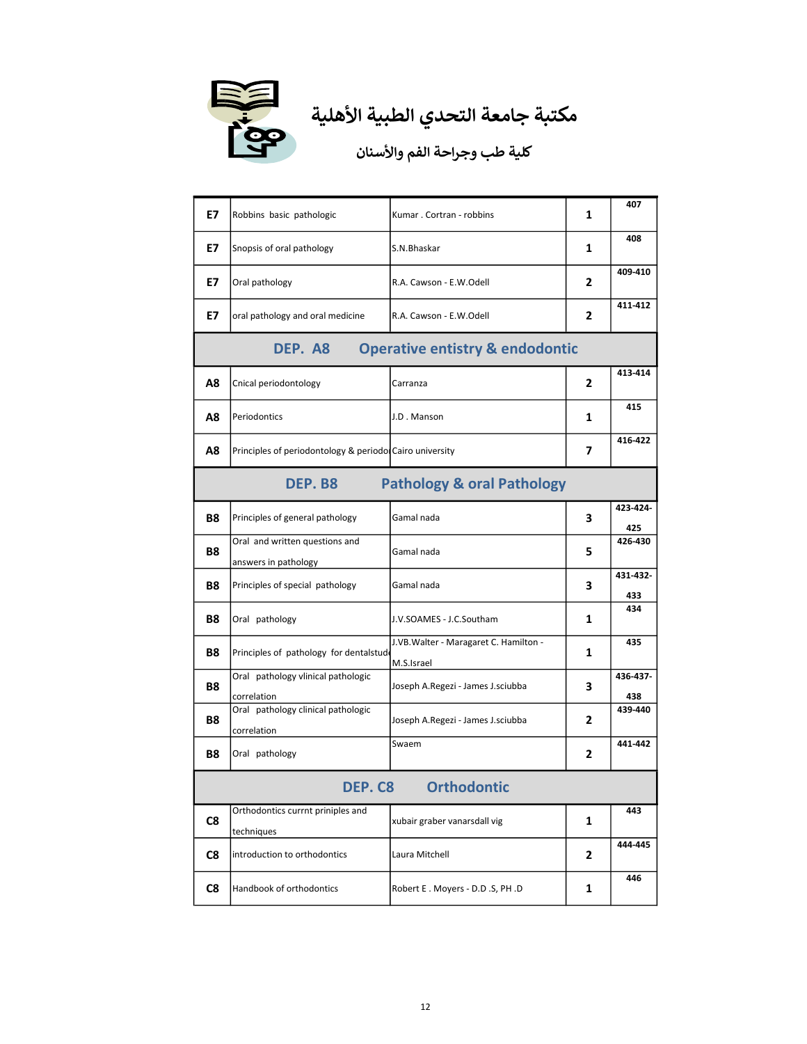# مكتبة جامعة التحدي الطبية الأهلية

## كلية طب وجراحة الفم والأسنان

| | | | | |
|---|---|---|---|---|
| E7 | Robbins basic pathologic | Kumar . Cortran - robbins | 1 | 407 |
| E7 | Snopsis of oral pathology | S.N.Bhaskar | 1 | 408 |
| E7 | Oral pathology | R.A. Cawson - E.W.Odell | 2 | 409-410 |
| E7 | oral pathology and oral medicine | R.A. Cawson - E.W.Odell | 2 | 411-412 |
| **DEP. A8** | **Operative entistry & endodontic** | | | |
| A8 | Cnical periodontology | Carranza | 2 | 413-414 |
| A8 | Periodontics | J.D . Manson | 1 | 415 |
| A8 | Principles of periodontology & periodo | Cairo university | 7 | 416-422 |
| **DEP. B8** | **Pathology & oral Pathology** | | | |
| B8 | Principles of general pathology | Gamal nada | 3 | 423-424-425 |
| B8 | Oral and written questions and answers in pathology | Gamal nada | 5 | 426-430 |
| B8 | Principles of special pathology | Gamal nada | 3 | 431-432-433 |
| B8 | Oral pathology | J.V.SOAMES - J.C.Southam | 1 | 434 |
| B8 | Principles of pathology for dentalstude | J.VB.Walter - Maragaret C. Hamilton - M.S.Israel | 1 | 435 |
| B8 | Oral pathology vlinical pathologic correlation | Joseph A.Regezi - James J.sciubba | 3 | 436-437-438 |
| B8 | Oral pathology clinical pathologic correlation | Joseph A.Regezi - James J.sciubba | 2 | 439-440 |
| B8 | Oral pathology | Swaem | 2 | 441-442 |
| **DEP. C8** | **Orthodontic** | | | |
| C8 | Orthodontics currnt priniples and techniques | xubair graber vanarsdall vig | 1 | 443 |
| C8 | introduction to orthodontics | Laura Mitchell | 2 | 444-445 |
| C8 | Handbook of orthodontics | Robert E . Moyers - D.D .S, PH .D | 1 | 446 |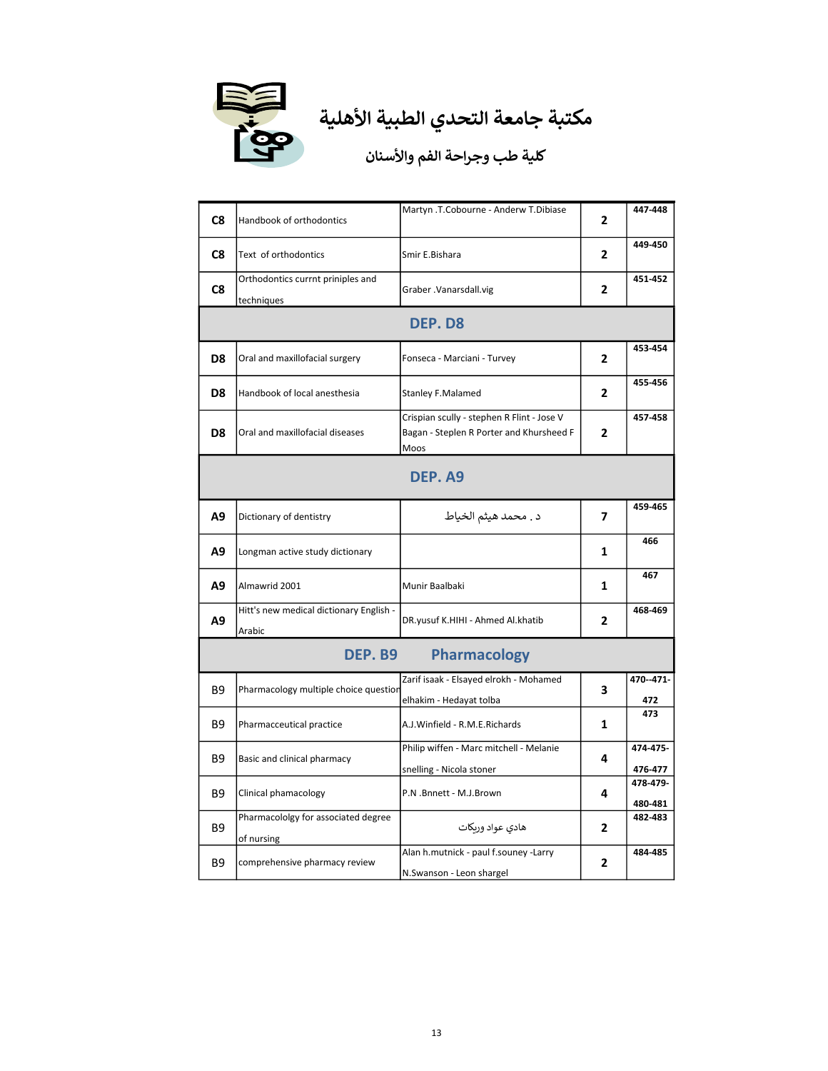# مكتبة جامعة التحدي الطبية الأهلية

## كلية طب وجراحة الفم والأسنان

| | | | | |
|---|---|---|---|---|
| C8 | Handbook of orthodontics | Martyn .T.Cobourne - Anderw T.Dibiase | 2 | 447-448 |
| C8 | Text of orthodontics | Smir E.Bishara | 2 | 449-450 |
| C8 | Orthodontics currnt priniples and techniques | Graber .Vanarsdall.vig | 2 | 451-452 |
| **DEP. D8** | | | | |
| D8 | Oral and maxillofacial surgery | Fonseca - Marciani - Turvey | 2 | 453-454 |
| D8 | Handbook of local anesthesia | Stanley F.Malamed | 2 | 455-456 |
| D8 | Oral and maxillofacial diseases | Crispian scully - stephen R Flint - Jose V Bagan - Steplen R Porter and Khursheed F Moos | 2 | 457-458 |
| **DEP. A9** | | | | |
| A9 | Dictionary of dentistry | د . محمد هيثم الخياط | 7 | 459-465 |
| A9 | Longman active study dictionary | | 1 | 466 |
| A9 | Almawrid 2001 | Munir Baalbaki | 1 | 467 |
| A9 | Hitt's new medical dictionary English - Arabic | DR.yusuf K.HIHI - Ahmed Al.khatib | 2 | 468-469 |
| **DEP. B9 Pharmacology** | | | | |
| B9 | Pharmacology multiple choice question | Zarif isaak - Elsayed elrokh - Mohamed elhakim - Hedayat tolba | 3 | 470--471-472 |
| B9 | Pharmacceutical practice | A.J.Winfield - R.M.E.Richards | 1 | 473 |
| B9 | Basic and clinical pharmacy | Philip wiffen - Marc mitchell - Melanie snelling - Nicola stoner | 4 | 474-475-476-477 |
| B9 | Clinical phamacology | P.N .Bnnett - M.J.Brown | 4 | 478-479-480-481 |
| B9 | Pharmacololgy for associated degree of nursing | هادي عواد وريكات | 2 | 482-483 |
| B9 | comprehensive pharmacy review | Alan h.mutnick - paul f.souney -Larry N.Swanson - Leon shargel | 2 | 484-485 |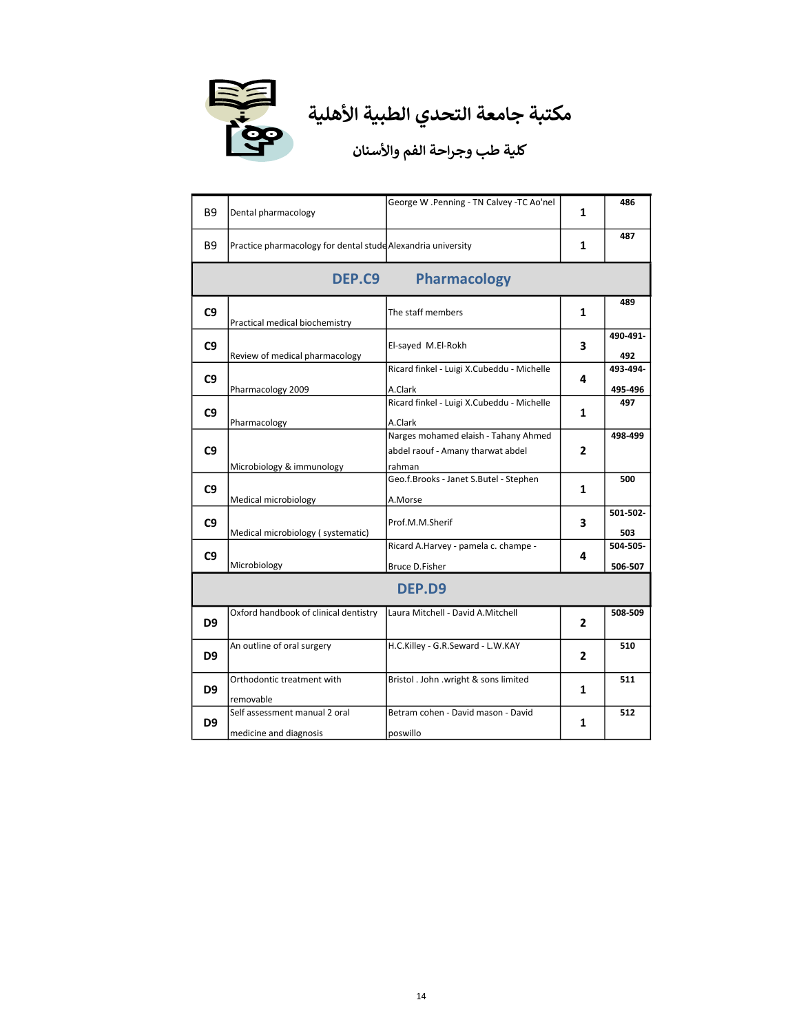# مكتبة جامعة التحدي الطبية الأهلية

## كلية طب وجراحة الفم والأسنان

| | | | | |
|---|---|---|---|---|
| B9 | Dental pharmacology | George W .Penning - TN Calvey -TC Ao'nel | 1 | 486 |
| B9 | Practice pharmacology for dental stude | Alexandria university | 1 | 487 |
| | **DEP.C9 Pharmacology** | | | |
| C9 | Practical medical biochemistry | The staff members | 1 | 489 |
| C9 | Review of medical pharmacology | El-sayed M.El-Rokh | 3 | 490-491-492 |
| C9 | Pharmacology 2009 | Ricard finkel - Luigi X.Cubeddu - Michelle A.Clark | 4 | 493-494-495-496 |
| C9 | Pharmacology | Ricard finkel - Luigi X.Cubeddu - Michelle A.Clark | 1 | 497 |
| C9 | Microbiology & immunology | Narges mohamed elaish - Tahany Ahmed abdel raouf - Amany tharwat abdel rahman | 2 | 498-499 |
| C9 | Medical microbiology | Geo.f.Brooks - Janet S.Butel - Stephen A.Morse | 1 | 500 |
| C9 | Medical microbiology ( systematic) | Prof.M.M.Sherif | 3 | 501-502-503 |
| C9 | Microbiology | Ricard A.Harvey - pamela c. champe - Bruce D.Fisher | 4 | 504-505-506-507 |
| | **DEP.D9** | | | |
| D9 | Oxford handbook of clinical dentistry | Laura Mitchell - David A.Mitchell | 2 | 508-509 |
| D9 | An outline of oral surgery | H.C.Killey - G.R.Seward - L.W.KAY | 2 | 510 |
| D9 | Orthodontic treatment with removable | Bristol . John .wright & sons limited | 1 | 511 |
| D9 | Self assessment manual 2 oral medicine and diagnosis | Betram cohen - David mason - David poswillo | 1 | 512 |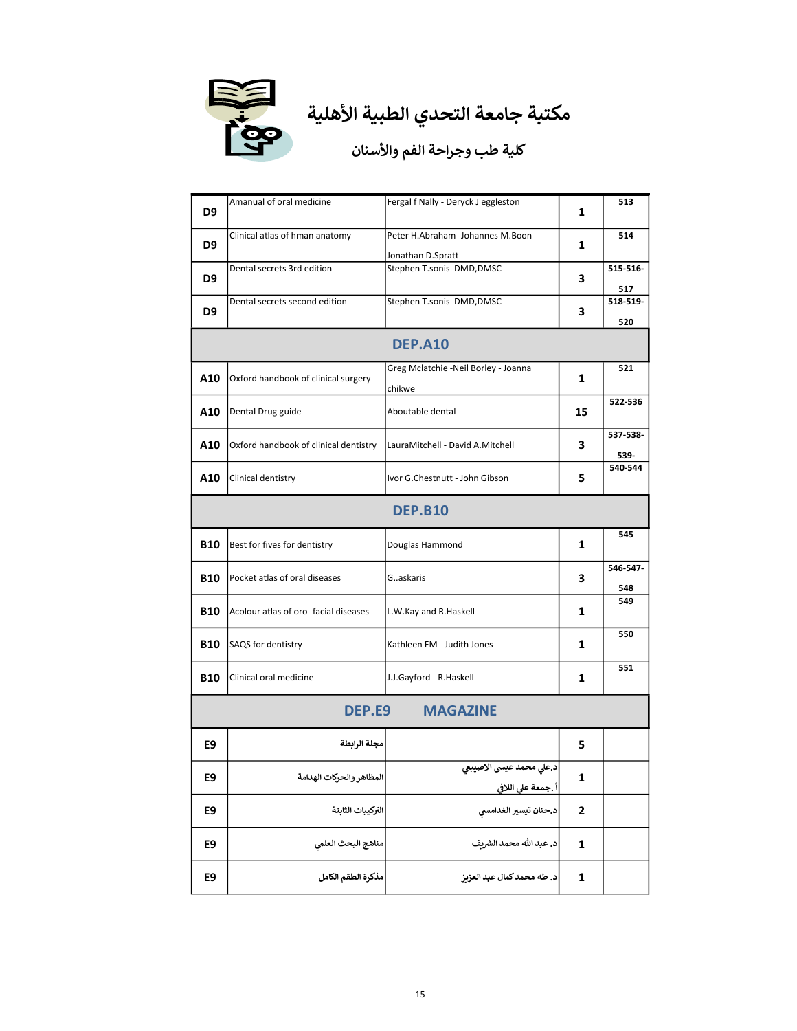# مكتبة جامعة التحدي الطبية الأهلية

## كلية طب وجراحة الفم والأسنان

| | | | | |
|---|---|---|---|---|
| D9 | Amanual of oral medicine | Fergal f Nally - Deryck J eggleston | 1 | 513 |
| D9 | Clinical atlas of hman anatomy | Peter H.Abraham -Johannes M.Boon - Jonathan D.Spratt | 1 | 514 |
| D9 | Dental secrets 3rd edition | Stephen T.sonis DMD,DMSC | 3 | 515-516-517 |
| D9 | Dental secrets second edition | Stephen T.sonis DMD,DMSC | 3 | 518-519-520 |
| **DEP.A10** | | | | |
| A10 | Oxford handbook of clinical surgery | Greg Mclatchie -Neil Borley - Joanna chikwe | 1 | 521 |
| A10 | Dental Drug guide | Aboutable dental | 15 | 522-536 |
| A10 | Oxford handbook of clinical dentistry | LauraMitchell - David A.Mitchell | 3 | 537-538-539- |
| A10 | Clinical dentistry | Ivor G.Chestnutt - John Gibson | 5 | 540-544 |
| **DEP.B10** | | | | |
| B10 | Best for fives for dentistry | Douglas Hammond | 1 | 545 |
| B10 | Pocket atlas of oral diseases | G..askaris | 3 | 546-547-548 |
| B10 | Acolour atlas of oro -facial diseases | L.W.Kay and R.Haskell | 1 | 549 |
| B10 | SAQS for dentistry | Kathleen FM - Judith Jones | 1 | 550 |
| B10 | Clinical oral medicine | J.J.Gayford - R.Haskell | 1 | 551 |
| **DEP.E9 MAGAZINE** | | | | |
| E9 | مجلة الرابطة | | 5 | |
| E9 | المظاهر والحركات الهدامة | د.علي محمد عيسى الاصيبعي أ.جمعة علي اللافي | 1 | |
| E9 | التركيبات الثابتة | د.حنان تيسير الغدامسي | 2 | |
| E9 | مناهج البحث العلمي | د. عبد الله محمد الشريف | 1 | |
| E9 | مذكرة الطقم الكامل | د. طه محمد كمال عبد العزيز | 1 | |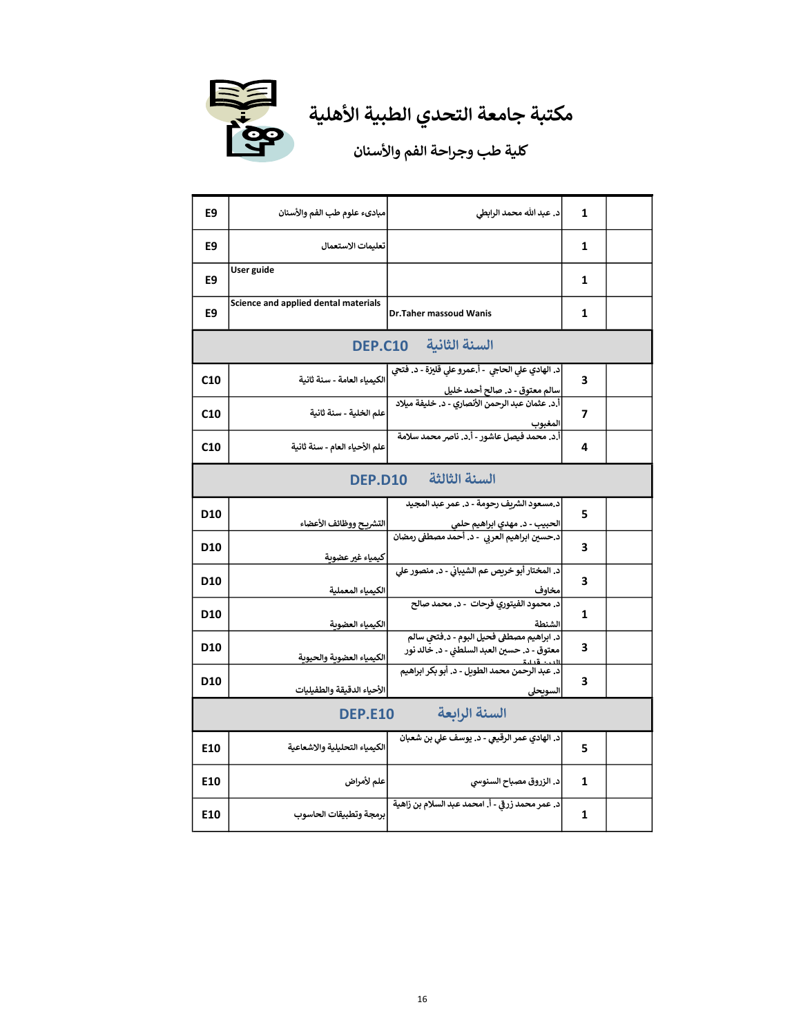# مكتبة جامعة التحدي الطبية الأهلية

## كلية طب وجراحة الفم والأسنان

| | | | | |
|---|---|---|---|---|
| E9 | مبادىء علوم طب الفم والأسنان | د. عبد الله محمد الرابطي | 1 | |
| E9 | تعليمات الاستعمال | | 1 | |
| E9 | User guide | | 1 | |
| E9 | Science and applied dental materials | Dr.Taher massoud Wanis | 1 | |
| **DEP.C10 السنة الثانية** | | | | |
| C10 | الكيمياء العامة - سنة ثانية | د. الهادي علي الحاجي - أ.عمرو علي قليزة - د. فتحي سالم معتوق - د. صالح أحمد خليل | 3 | |
| C10 | علم الخلية - سنة ثانية | أ.د. عثمان عبد الرحمن الأنصاري - د. خليفة ميلاد المغبوب | 7 | |
| C10 | علم الأحياء العام - سنة ثانية | أ.د. محمد فيصل عاشور - أ.د. ناصر محمد سلامة | 4 | |
| **DEP.D10 السنة الثالثة** | | | | |
| D10 | التشريح ووظائف الأعضاء | د.مسعود الشريف رحومة - د. عمر عبد المجيد الحبيب - د. مهدي ابراهيم حلمي | 5 | |
| D10 | كيمياء غير عضوية | د.حسين ابراهيم العربي - د. أحمد مصطفى رمضان | 3 | |
| D10 | الكيمياء المعملية | د. المختار أبو خريص عم الشيباني - د. منصور علي مخاوف | 3 | |
| D10 | الكيمياء العضوية | د. محمود الفيتوري فرحات - د. محمد صالح الشنطة | 1 | |
| D10 | الكيمياء العضوية والحيوية | د. ابراهيم مصطفى فحيل البوم - د.فتحي سالم معتوق - د. حسين العبد السلطني - د. خالد نور الدين قنابة | 3 | |
| D10 | الأحياء الدقيقة والطفيليات | د. عبد الرحمن محمد الطويل - د. أبو بكر ابراهيم السويحلي | 3 | |
| **DEP.E10 السنة الرابعة** | | | | |
| E10 | الكيمياء التحليلية والاشعاعية | د. الهادي عمر الرقيعي - د. يوسف علي بن شعبان | 5 | |
| E10 | علم لأمراض | د. الزروق مصباح السنوسي | 1 | |
| E10 | برمجة وتطبيقات الحاسوب | د. عمر محمد زرقي - أ. امحمد عبد السلام بن زاهية | 1 | |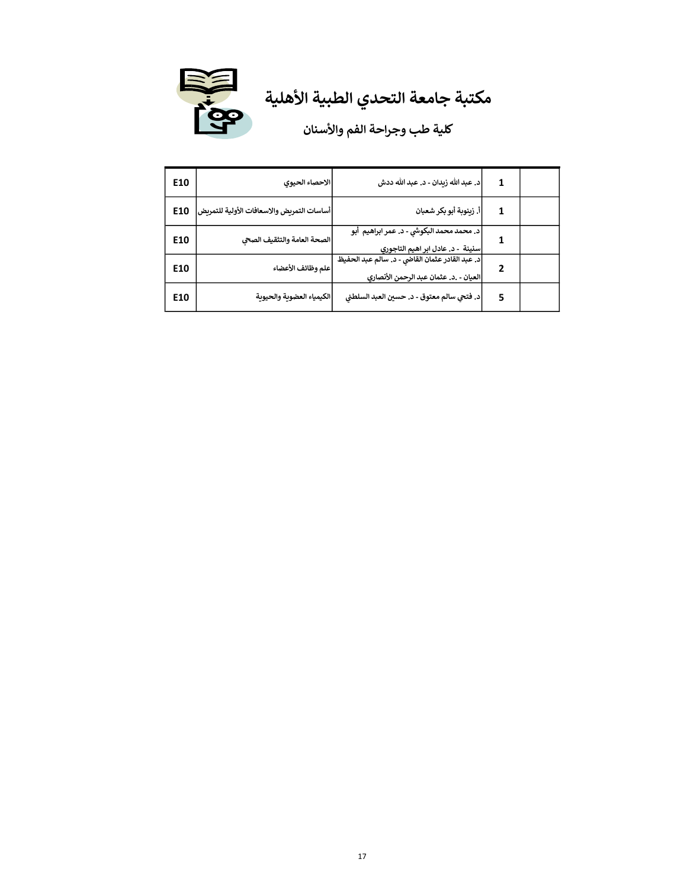# مكتبة جامعة التحدي الطبية الأهلية

## كلية طب وجراحة الفم والأسنان

| | | | | |
|---|---|---|---|---|
| E10 | الاحصاء الحيوي | د. عبد الله زيدان - د. عبد الله ددش | 1 | |
| E10 | أساسات التمريض والاسعافات الأولية للتمريض | أ. زينوبة أبو بكر شعبان | 1 | |
| E10 | الصحة العامة والتثقيف الصحي | د. محمد محمد البكوشي - د. عمر ابراهيم أبو سنينة - د. عادل ابر اهيم التاجوري | 1 | |
| E10 | علم وظائف الأعضاء | د. عبد القادر عثمان القاضي - د. سالم عبد الحفيظ العيان - .د. عثمان عبد الرحمن الأنصاري | 2 | |
| E10 | الكيمياء العضوية والحيوية | د. فتحي سالم معتوق - د. حسين العبد السلطني | 5 | |